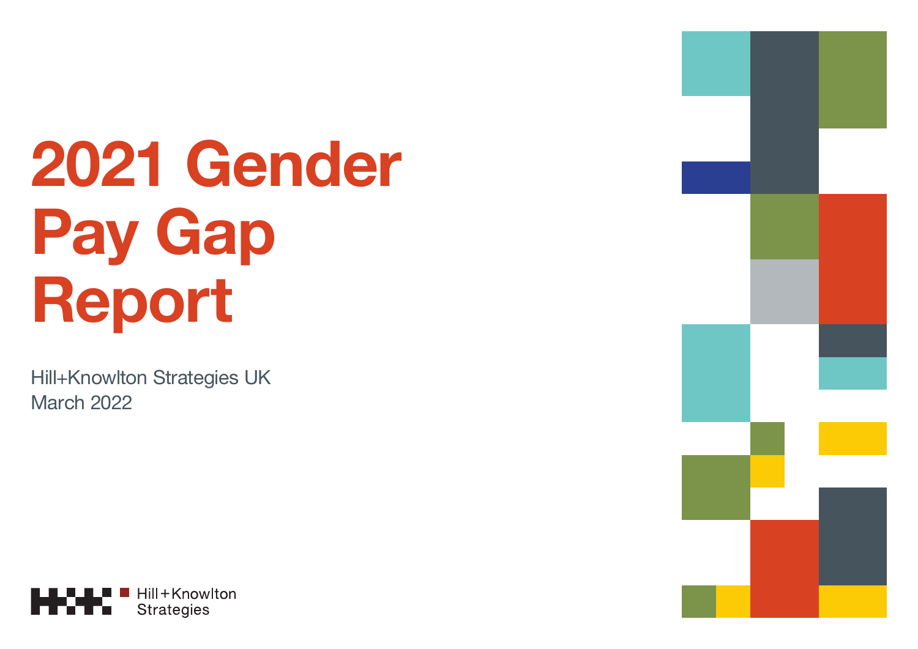# 2021 Gender Pay Gap Report

Hill+Knowlton Strategies UK
March 2022

Hill+Knowlton Strategies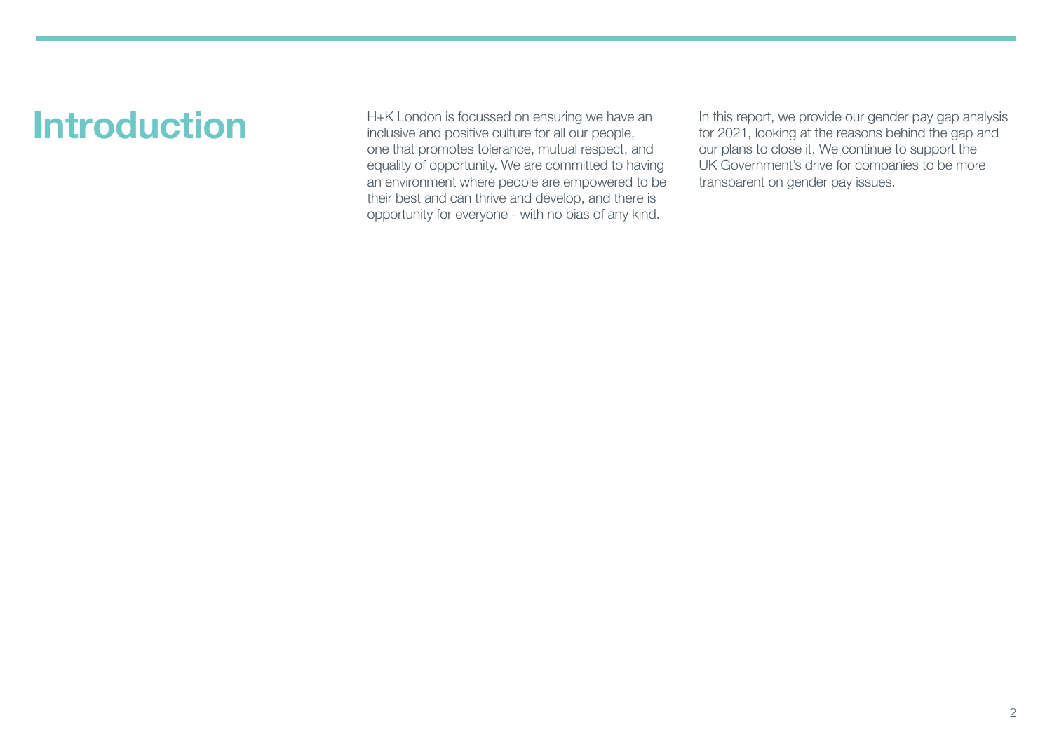# Introduction

H+K London is focussed on ensuring we have an inclusive and positive culture for all our people, one that promotes tolerance, mutual respect, and equality of opportunity. We are committed to having an environment where people are empowered to be their best and can thrive and develop, and there is opportunity for everyone - with no bias of any kind.

In this report, we provide our gender pay gap analysis for 2021, looking at the reasons behind the gap and our plans to close it. We continue to support the UK Government's drive for companies to be more transparent on gender pay issues.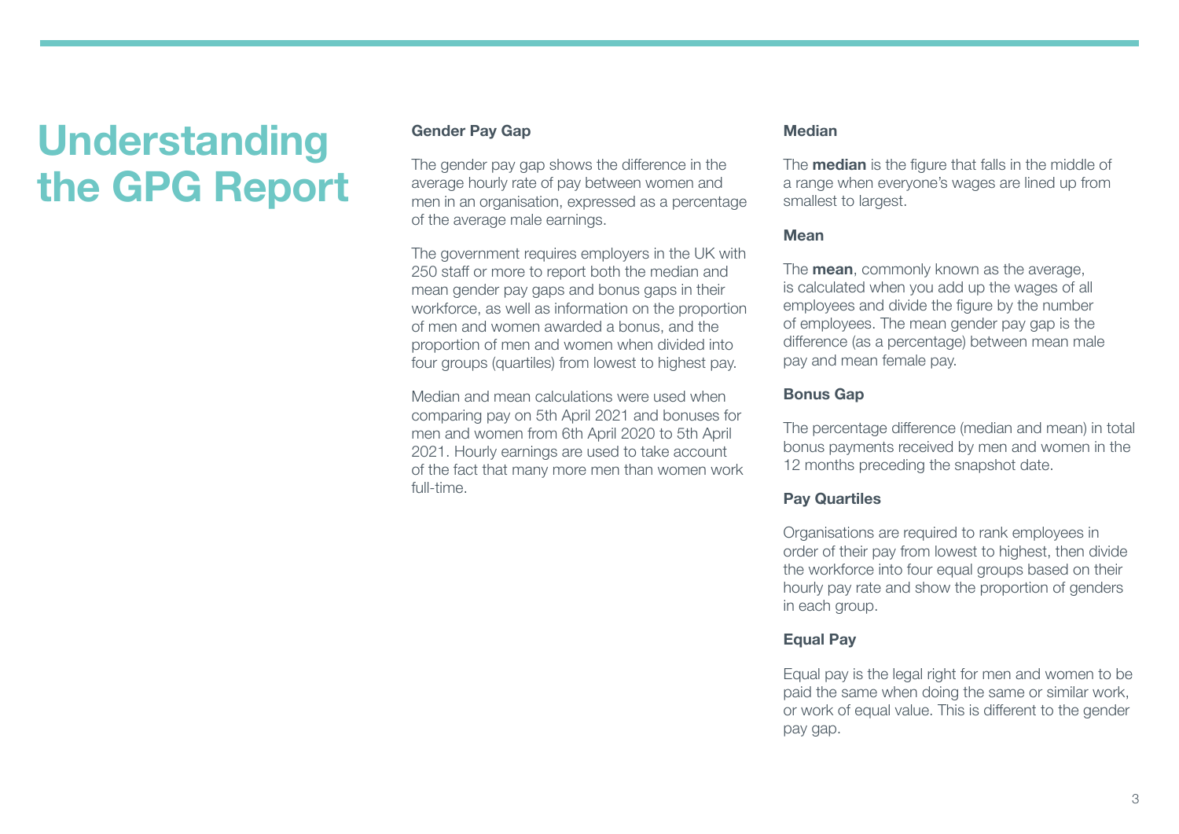# Understanding the GPG Report

### Gender Pay Gap

The gender pay gap shows the difference in the average hourly rate of pay between women and men in an organisation, expressed as a percentage of the average male earnings.

The government requires employers in the UK with 250 staff or more to report both the median and mean gender pay gaps and bonus gaps in their workforce, as well as information on the proportion of men and women awarded a bonus, and the proportion of men and women when divided into four groups (quartiles) from lowest to highest pay.

Median and mean calculations were used when comparing pay on 5th April 2021 and bonuses for men and women from 6th April 2020 to 5th April 2021. Hourly earnings are used to take account of the fact that many more men than women work full-time.

### Median

The **median** is the figure that falls in the middle of a range when everyone's wages are lined up from smallest to largest.

### Mean

The **mean**, commonly known as the average, is calculated when you add up the wages of all employees and divide the figure by the number of employees. The mean gender pay gap is the difference (as a percentage) between mean male pay and mean female pay.

### Bonus Gap

The percentage difference (median and mean) in total bonus payments received by men and women in the 12 months preceding the snapshot date.

### Pay Quartiles

Organisations are required to rank employees in order of their pay from lowest to highest, then divide the workforce into four equal groups based on their hourly pay rate and show the proportion of genders in each group.

### Equal Pay

Equal pay is the legal right for men and women to be paid the same when doing the same or similar work, or work of equal value. This is different to the gender pay gap.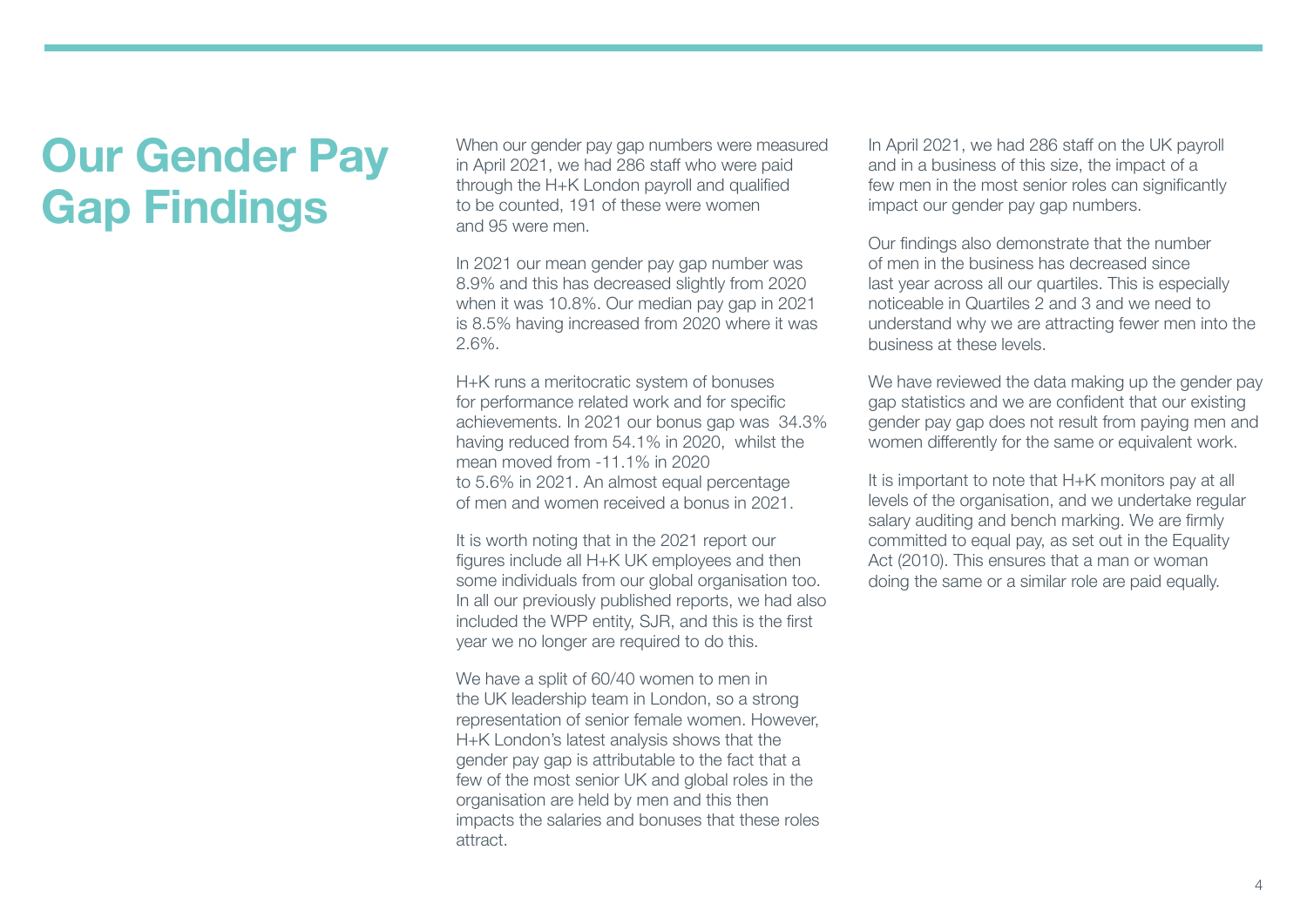# Our Gender Pay Gap Findings

When our gender pay gap numbers were measured in April 2021, we had 286 staff who were paid through the H+K London payroll and qualified to be counted, 191 of these were women and 95 were men.

In 2021 our mean gender pay gap number was 8.9% and this has decreased slightly from 2020 when it was 10.8%. Our median pay gap in 2021 is 8.5% having increased from 2020 where it was 2.6%.

H+K runs a meritocratic system of bonuses for performance related work and for specific achievements. In 2021 our bonus gap was 34.3% having reduced from 54.1% in 2020, whilst the mean moved from -11.1% in 2020 to 5.6% in 2021. An almost equal percentage of men and women received a bonus in 2021.

It is worth noting that in the 2021 report our figures include all H+K UK employees and then some individuals from our global organisation too. In all our previously published reports, we had also included the WPP entity, SJR, and this is the first year we no longer are required to do this.

We have a split of 60/40 women to men in the UK leadership team in London, so a strong representation of senior female women. However, H+K London's latest analysis shows that the gender pay gap is attributable to the fact that a few of the most senior UK and global roles in the organisation are held by men and this then impacts the salaries and bonuses that these roles attract.

In April 2021, we had 286 staff on the UK payroll and in a business of this size, the impact of a few men in the most senior roles can significantly impact our gender pay gap numbers.

Our findings also demonstrate that the number of men in the business has decreased since last year across all our quartiles. This is especially noticeable in Quartiles 2 and 3 and we need to understand why we are attracting fewer men into the business at these levels.

We have reviewed the data making up the gender pay gap statistics and we are confident that our existing gender pay gap does not result from paying men and women differently for the same or equivalent work.

It is important to note that H+K monitors pay at all levels of the organisation, and we undertake regular salary auditing and bench marking. We are firmly committed to equal pay, as set out in the Equality Act (2010). This ensures that a man or woman doing the same or a similar role are paid equally.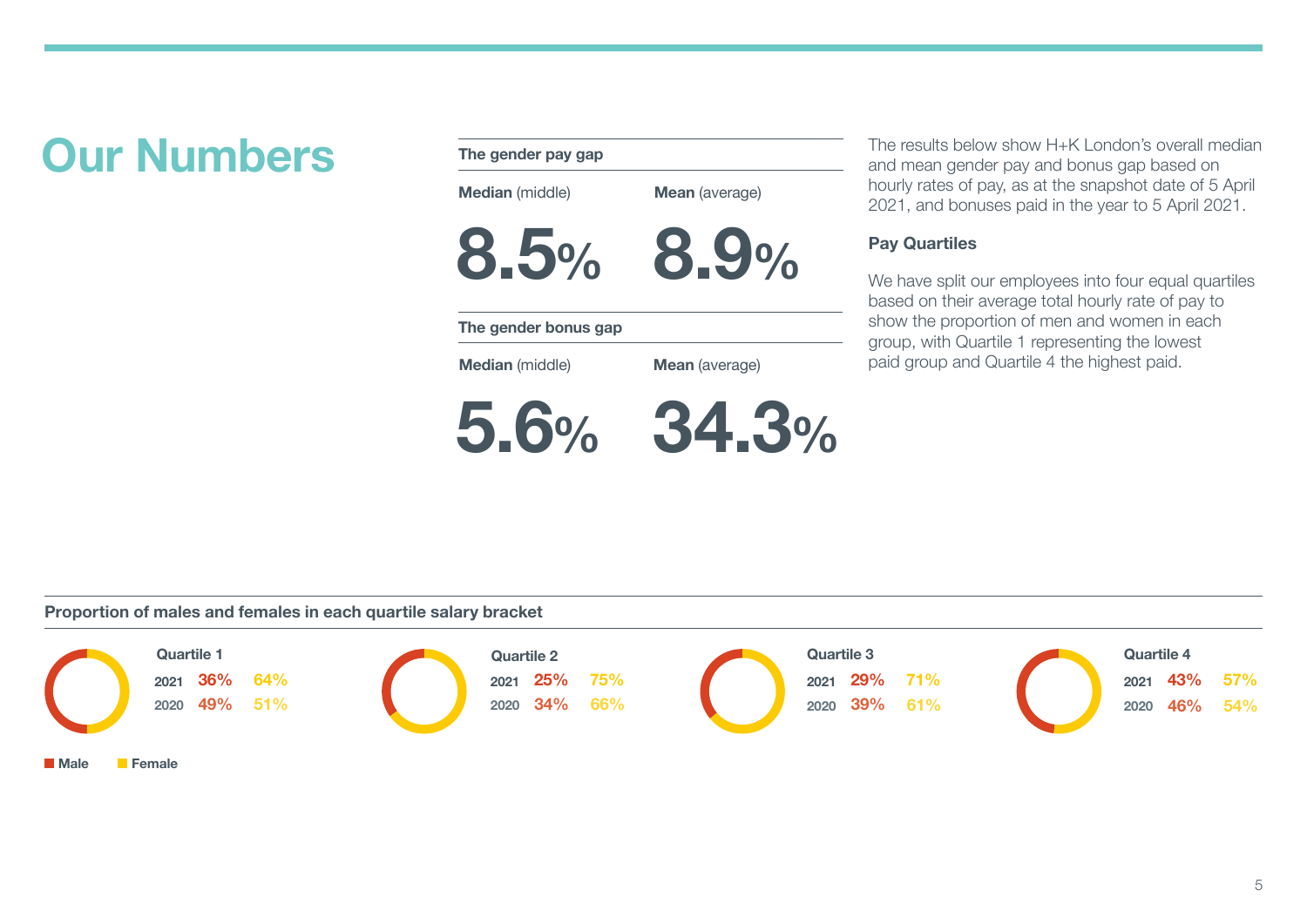# Our Numbers

### The gender pay gap

| Median (middle) | Mean (average) |
|---|---|
| 8.5% | 8.9% |

### The gender bonus gap

| Median (middle) | Mean (average) |
|---|---|
| 5.6% | 34.3% |

The results below show H+K London's overall median and mean gender pay and bonus gap based on hourly rates of pay, as at the snapshot date of 5 April 2021, and bonuses paid in the year to 5 April 2021.

**Pay Quartiles**

We have split our employees into four equal quartiles based on their average total hourly rate of pay to show the proportion of men and women in each group, with Quartile 1 representing the lowest paid group and Quartile 4 the highest paid.

### Proportion of males and females in each quartile salary bracket

| | Year | Male | Female |
|---|---|---|---|
| Quartile 1 | 2021 | 36% | 64% |
| | 2020 | 49% | 51% |
| Quartile 2 | 2021 | 25% | 75% |
| | 2020 | 34% | 66% |
| Quartile 3 | 2021 | 29% | 71% |
| | 2020 | 39% | 61% |
| Quartile 4 | 2021 | 43% | 57% |
| | 2020 | 46% | 54% |

Male  Female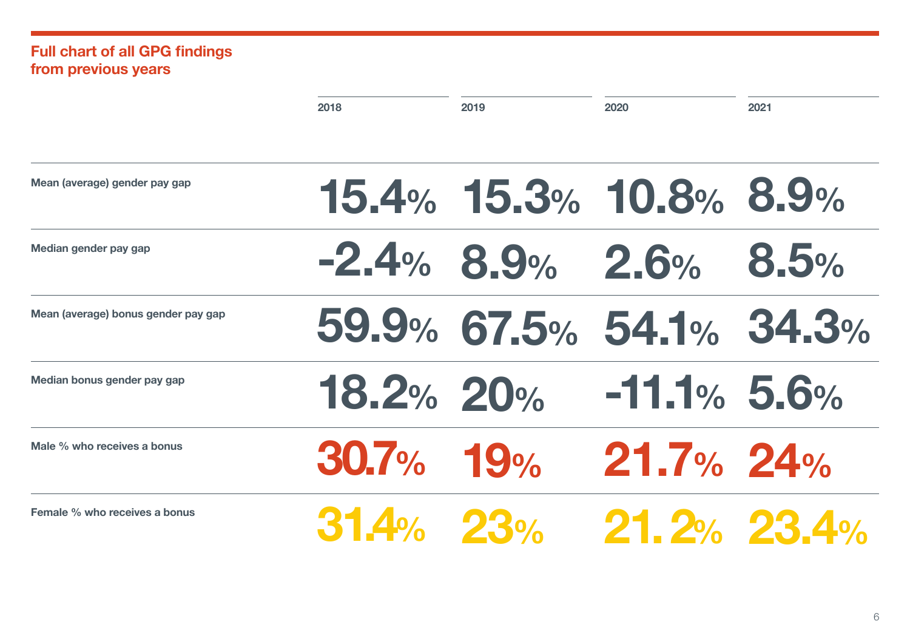## Full chart of all GPG findings from previous years

| | 2018 | 2019 | 2020 | 2021 |
|---|---|---|---|---|
| Mean (average) gender pay gap | 15.4% | 15.3% | 10.8% | 8.9% |
| Median gender pay gap | -2.4% | 8.9% | 2.6% | 8.5% |
| Mean (average) bonus gender pay gap | 59.9% | 67.5% | 54.1% | 34.3% |
| Median bonus gender pay gap | 18.2% | 20% | -11.1% | 5.6% |
| Male % who receives a bonus | 30.7% | 19% | 21.7% | 24% |
| Female % who receives a bonus | 31.4% | 23% | 21.2% | 23.4% |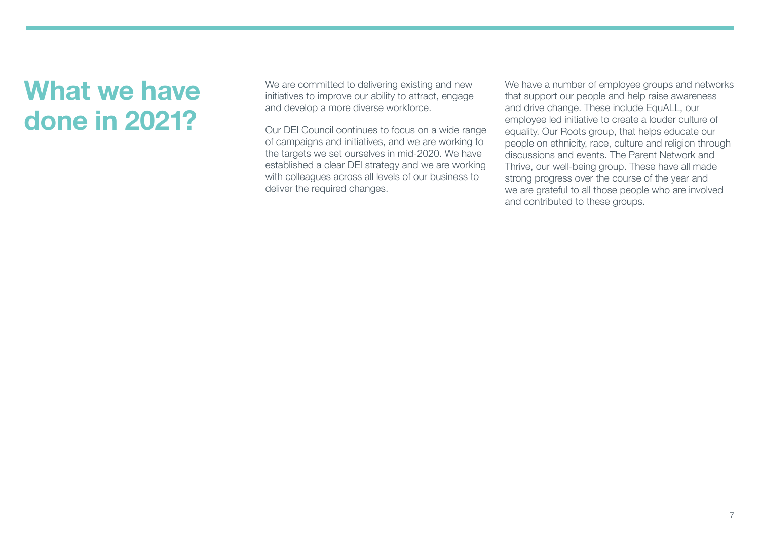# What we have done in 2021?

We are committed to delivering existing and new initiatives to improve our ability to attract, engage and develop a more diverse workforce.

Our DEI Council continues to focus on a wide range of campaigns and initiatives, and we are working to the targets we set ourselves in mid-2020. We have established a clear DEI strategy and we are working with colleagues across all levels of our business to deliver the required changes.

We have a number of employee groups and networks that support our people and help raise awareness and drive change. These include EquALL, our employee led initiative to create a louder culture of equality. Our Roots group, that helps educate our people on ethnicity, race, culture and religion through discussions and events. The Parent Network and Thrive, our well-being group. These have all made strong progress over the course of the year and we are grateful to all those people who are involved and contributed to these groups.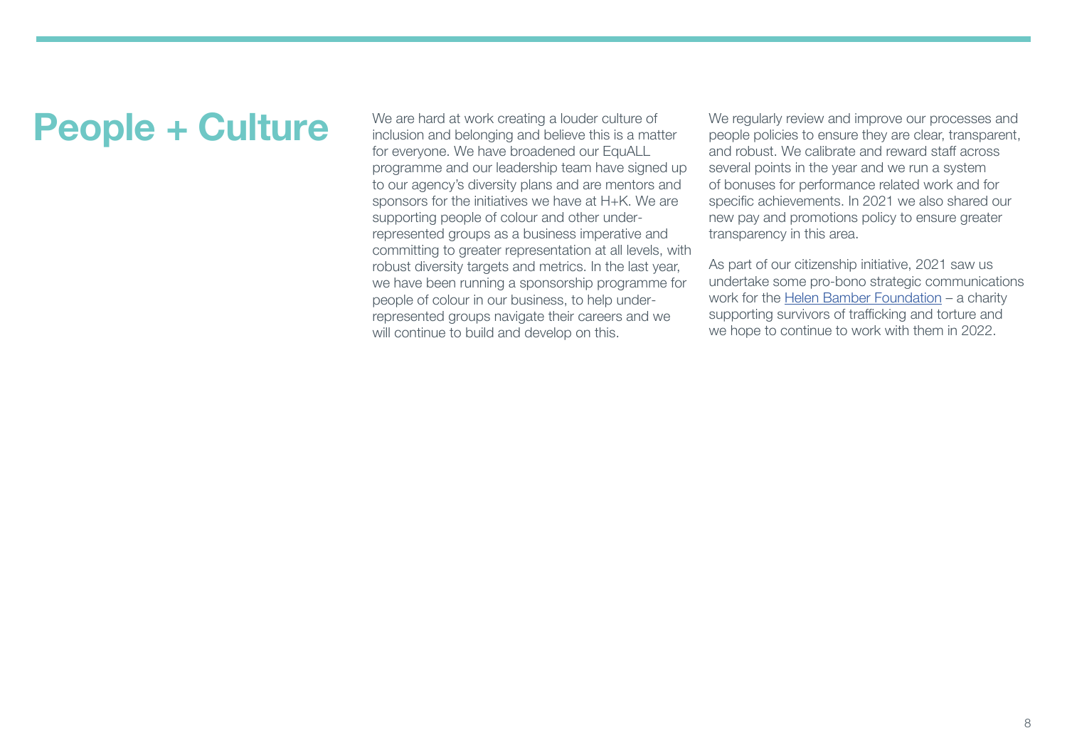# People + Culture

We are hard at work creating a louder culture of inclusion and belonging and believe this is a matter for everyone. We have broadened our EquALL programme and our leadership team have signed up to our agency's diversity plans and are mentors and sponsors for the initiatives we have at H+K. We are supporting people of colour and other under-represented groups as a business imperative and committing to greater representation at all levels, with robust diversity targets and metrics. In the last year, we have been running a sponsorship programme for people of colour in our business, to help under-represented groups navigate their careers and we will continue to build and develop on this.

We regularly review and improve our processes and people policies to ensure they are clear, transparent, and robust. We calibrate and reward staff across several points in the year and we run a system of bonuses for performance related work and for specific achievements. In 2021 we also shared our new pay and promotions policy to ensure greater transparency in this area.

As part of our citizenship initiative, 2021 saw us undertake some pro-bono strategic communications work for the Helen Bamber Foundation – a charity supporting survivors of trafficking and torture and we hope to continue to work with them in 2022.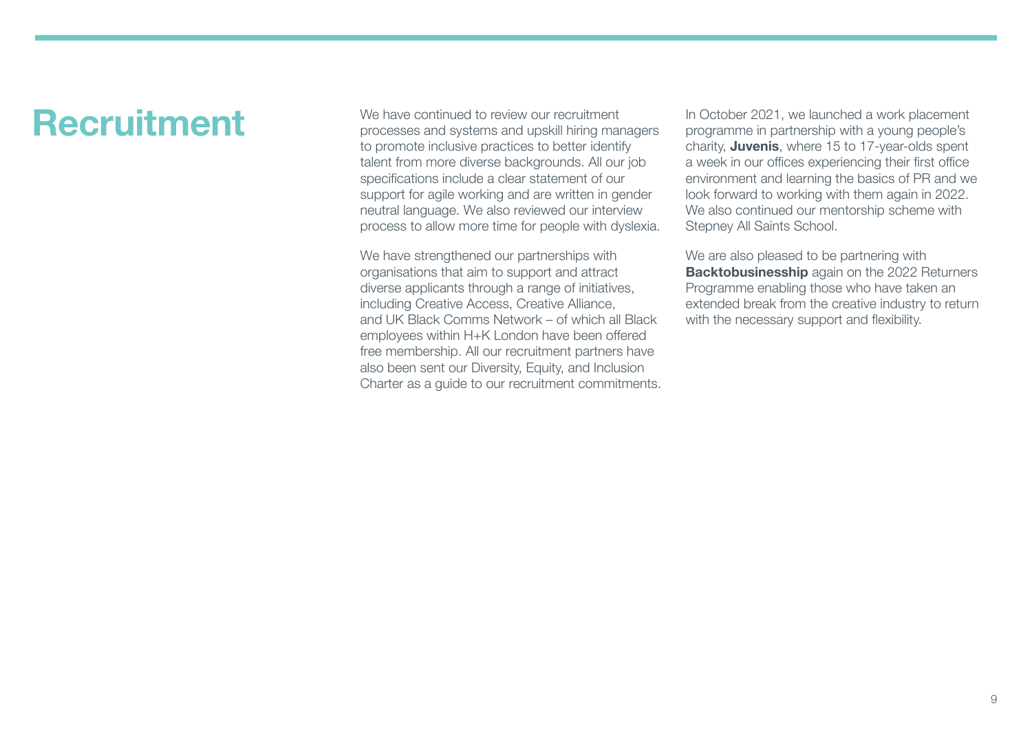# Recruitment

We have continued to review our recruitment processes and systems and upskill hiring managers to promote inclusive practices to better identify talent from more diverse backgrounds. All our job specifications include a clear statement of our support for agile working and are written in gender neutral language. We also reviewed our interview process to allow more time for people with dyslexia.

We have strengthened our partnerships with organisations that aim to support and attract diverse applicants through a range of initiatives, including Creative Access, Creative Alliance, and UK Black Comms Network – of which all Black employees within H+K London have been offered free membership. All our recruitment partners have also been sent our Diversity, Equity, and Inclusion Charter as a guide to our recruitment commitments.

In October 2021, we launched a work placement programme in partnership with a young people's charity, **Juvenis**, where 15 to 17-year-olds spent a week in our offices experiencing their first office environment and learning the basics of PR and we look forward to working with them again in 2022. We also continued our mentorship scheme with Stepney All Saints School.

We are also pleased to be partnering with **Backtobusinesship** again on the 2022 Returners Programme enabling those who have taken an extended break from the creative industry to return with the necessary support and flexibility.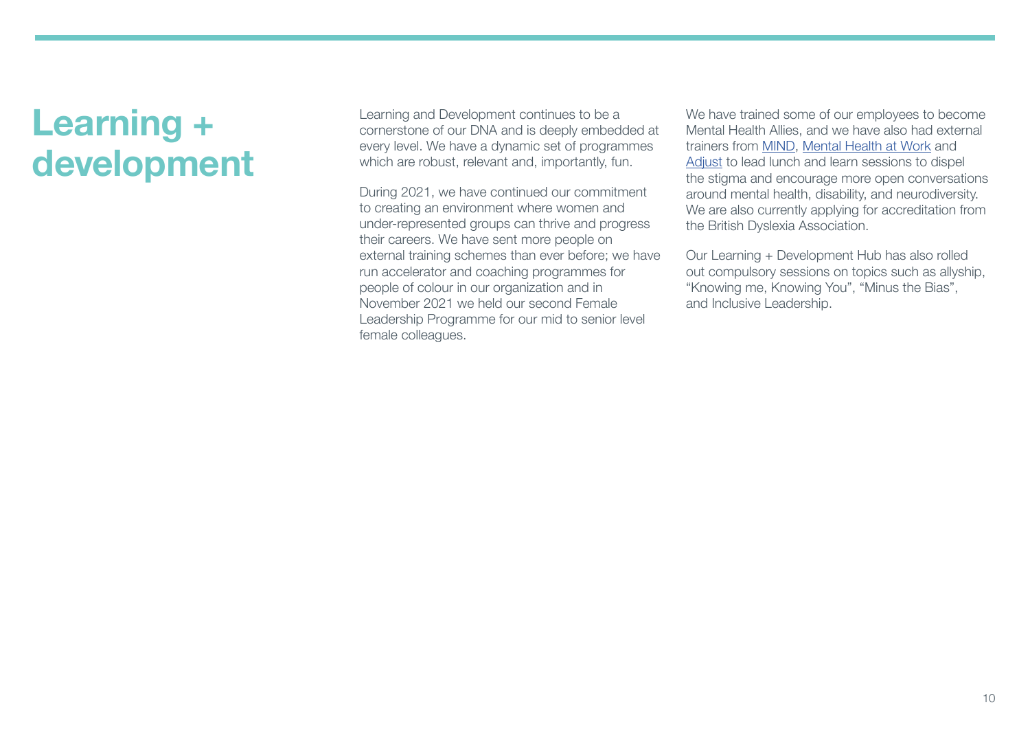# Learning + development

Learning and Development continues to be a cornerstone of our DNA and is deeply embedded at every level. We have a dynamic set of programmes which are robust, relevant and, importantly, fun.

During 2021, we have continued our commitment to creating an environment where women and under-represented groups can thrive and progress their careers. We have sent more people on external training schemes than ever before; we have run accelerator and coaching programmes for people of colour in our organization and in November 2021 we held our second Female Leadership Programme for our mid to senior level female colleagues.

We have trained some of our employees to become Mental Health Allies, and we have also had external trainers from MIND, Mental Health at Work and Adjust to lead lunch and learn sessions to dispel the stigma and encourage more open conversations around mental health, disability, and neurodiversity. We are also currently applying for accreditation from the British Dyslexia Association.

Our Learning + Development Hub has also rolled out compulsory sessions on topics such as allyship, "Knowing me, Knowing You", "Minus the Bias", and Inclusive Leadership.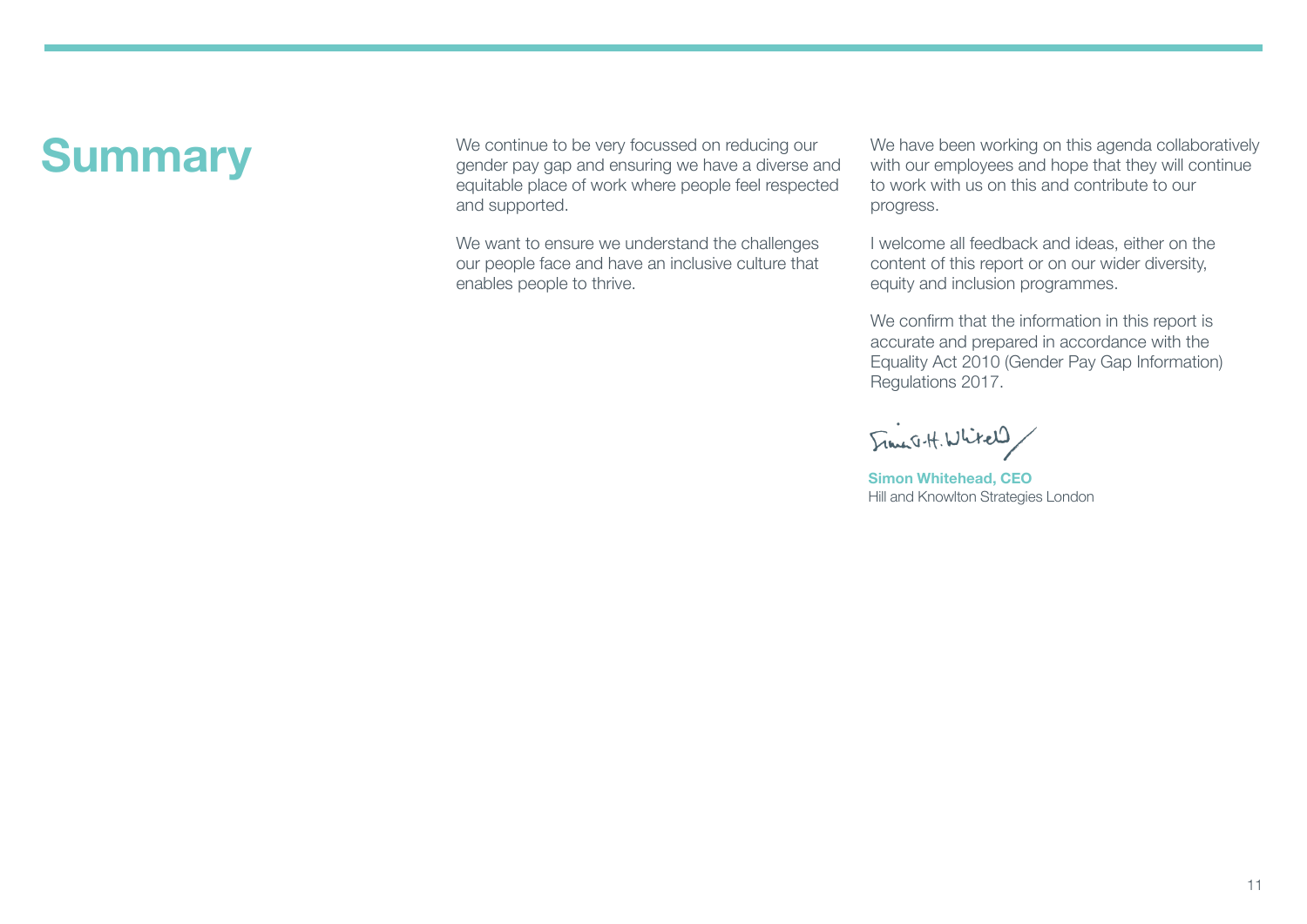# Summary

We continue to be very focussed on reducing our gender pay gap and ensuring we have a diverse and equitable place of work where people feel respected and supported.

We want to ensure we understand the challenges our people face and have an inclusive culture that enables people to thrive.

We have been working on this agenda collaboratively with our employees and hope that they will continue to work with us on this and contribute to our progress.

I welcome all feedback and ideas, either on the content of this report or on our wider diversity, equity and inclusion programmes.

We confirm that the information in this report is accurate and prepared in accordance with the Equality Act 2010 (Gender Pay Gap Information) Regulations 2017.

**Simon Whitehead, CEO**
Hill and Knowlton Strategies London